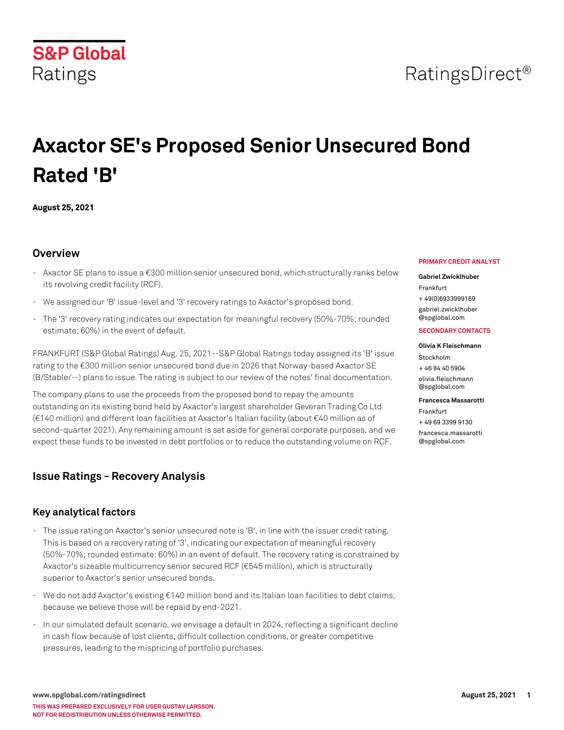S&P Global Ratings

RatingsDirect®

# Axactor SE's Proposed Senior Unsecured Bond Rated 'B'

**August 25, 2021**

## Overview

- Axactor SE plans to issue a €300 million senior unsecured bond, which structurally ranks below its revolving credit facility (RCF).
- We assigned our 'B' issue-level and '3' recovery ratings to Axactor's proposed bond.
- The '3' recovery rating indicates our expectation for meaningful recovery (50%-70%; rounded estimate: 60%) in the event of default.

FRANKFURT (S&P Global Ratings) Aug. 25, 2021--S&P Global Ratings today assigned its 'B' issue rating to the €300 million senior unsecured bond due in 2026 that Norway-based Axactor SE (B/Stable/--) plans to issue. The rating is subject to our review of the notes' final documentation.

The company plans to use the proceeds from the proposed bond to repay the amounts outstanding on its existing bond held by Axactor's largest shareholder Geveran Trading Co Ltd (€140 million) and different loan facilities at Axactor's Italian facility (about €40 million as of second-quarter 2021). Any remaining amount is set aside for general corporate purposes, and we expect these funds to be invested in debt portfolios or to reduce the outstanding volume on RCF.

**PRIMARY CREDIT ANALYST**

**Gabriel Zwicklhuber**
Frankfurt
+ 49(0)6933999169
gabriel.zwicklhuber@spglobal.com

**SECONDARY CONTACTS**

**Olivia K Fleischmann**
Stockholm
+ 46 84 40 5904
olivia.fleischmann@spglobal.com

**Francesca Massarotti**
Frankfurt
+ 49 69 3399 9130
francesca.massarotti@spglobal.com

## Issue Ratings - Recovery Analysis

### Key analytical factors

- The issue rating on Axactor's senior unsecured note is 'B', in line with the issuer credit rating. This is based on a recovery rating of '3', indicating our expectation of meaningful recovery (50%-70%; rounded estimate: 60%) in an event of default. The recovery rating is constrained by Axactor's sizeable multicurrency senior secured RCF (€545 million), which is structurally superior to Axactor's senior unsecured bonds.
- We do not add Axactor's existing €140 million bond and its Italian loan facilities to debt claims, because we believe those will be repaid by end-2021.
- In our simulated default scenario, we envisage a default in 2024, reflecting a significant decline in cash flow because of lost clients, difficult collection conditions, or greater competitive pressures, leading to the mispricing of portfolio purchases.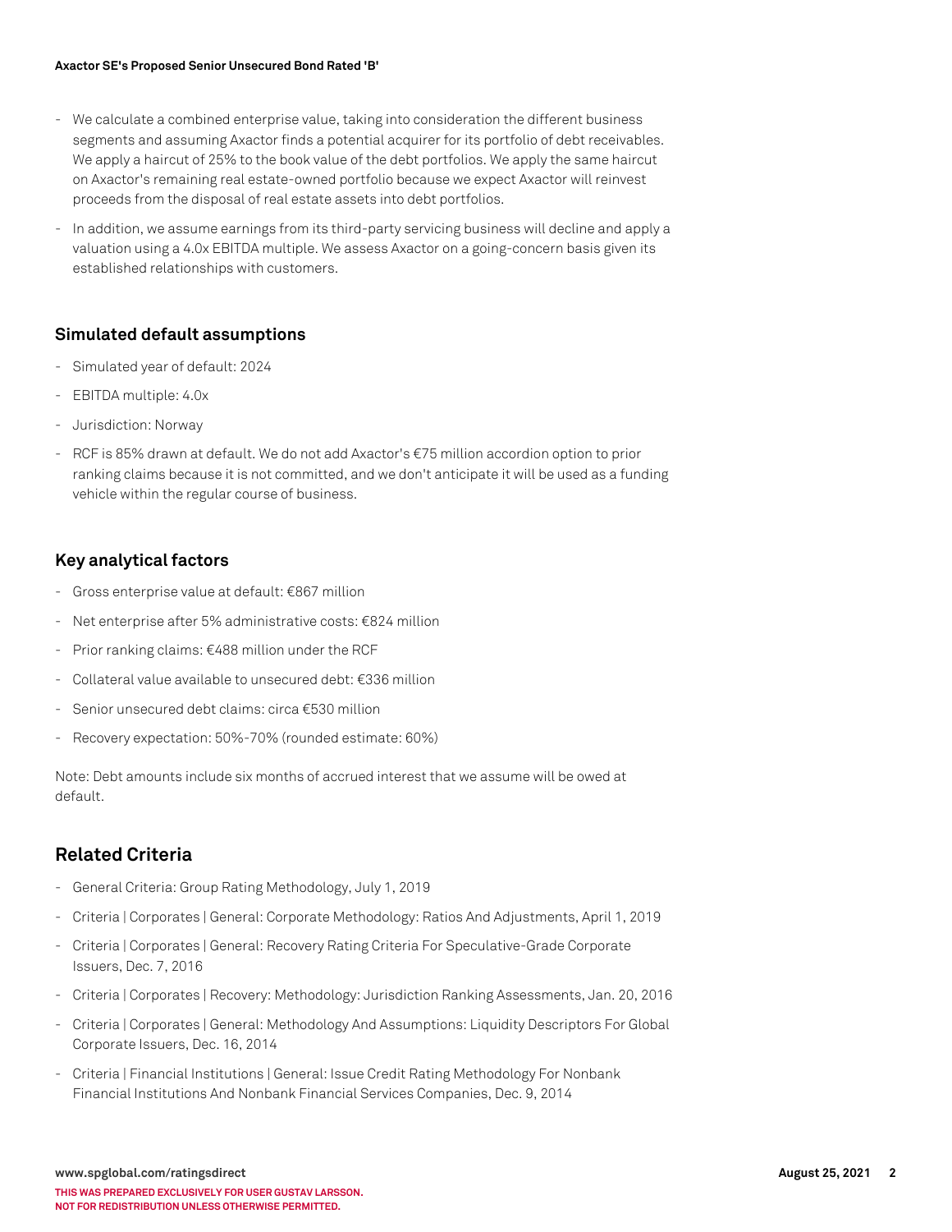- We calculate a combined enterprise value, taking into consideration the different business segments and assuming Axactor finds a potential acquirer for its portfolio of debt receivables. We apply a haircut of 25% to the book value of the debt portfolios. We apply the same haircut on Axactor's remaining real estate-owned portfolio because we expect Axactor will reinvest proceeds from the disposal of real estate assets into debt portfolios.
- In addition, we assume earnings from its third-party servicing business will decline and apply a valuation using a 4.0x EBITDA multiple. We assess Axactor on a going-concern basis given its established relationships with customers.

### Simulated default assumptions

- Simulated year of default: 2024
- EBITDA multiple: 4.0x
- Jurisdiction: Norway
- RCF is 85% drawn at default. We do not add Axactor's €75 million accordion option to prior ranking claims because it is not committed, and we don't anticipate it will be used as a funding vehicle within the regular course of business.

### Key analytical factors

- Gross enterprise value at default: €867 million
- Net enterprise after 5% administrative costs: €824 million
- Prior ranking claims: €488 million under the RCF
- Collateral value available to unsecured debt: €336 million
- Senior unsecured debt claims: circa €530 million
- Recovery expectation: 50%-70% (rounded estimate: 60%)

Note: Debt amounts include six months of accrued interest that we assume will be owed at default.

## Related Criteria

- General Criteria: Group Rating Methodology, July 1, 2019
- Criteria | Corporates | General: Corporate Methodology: Ratios And Adjustments, April 1, 2019
- Criteria | Corporates | General: Recovery Rating Criteria For Speculative-Grade Corporate Issuers, Dec. 7, 2016
- Criteria | Corporates | Recovery: Methodology: Jurisdiction Ranking Assessments, Jan. 20, 2016
- Criteria | Corporates | General: Methodology And Assumptions: Liquidity Descriptors For Global Corporate Issuers, Dec. 16, 2014
- Criteria | Financial Institutions | General: Issue Credit Rating Methodology For Nonbank Financial Institutions And Nonbank Financial Services Companies, Dec. 9, 2014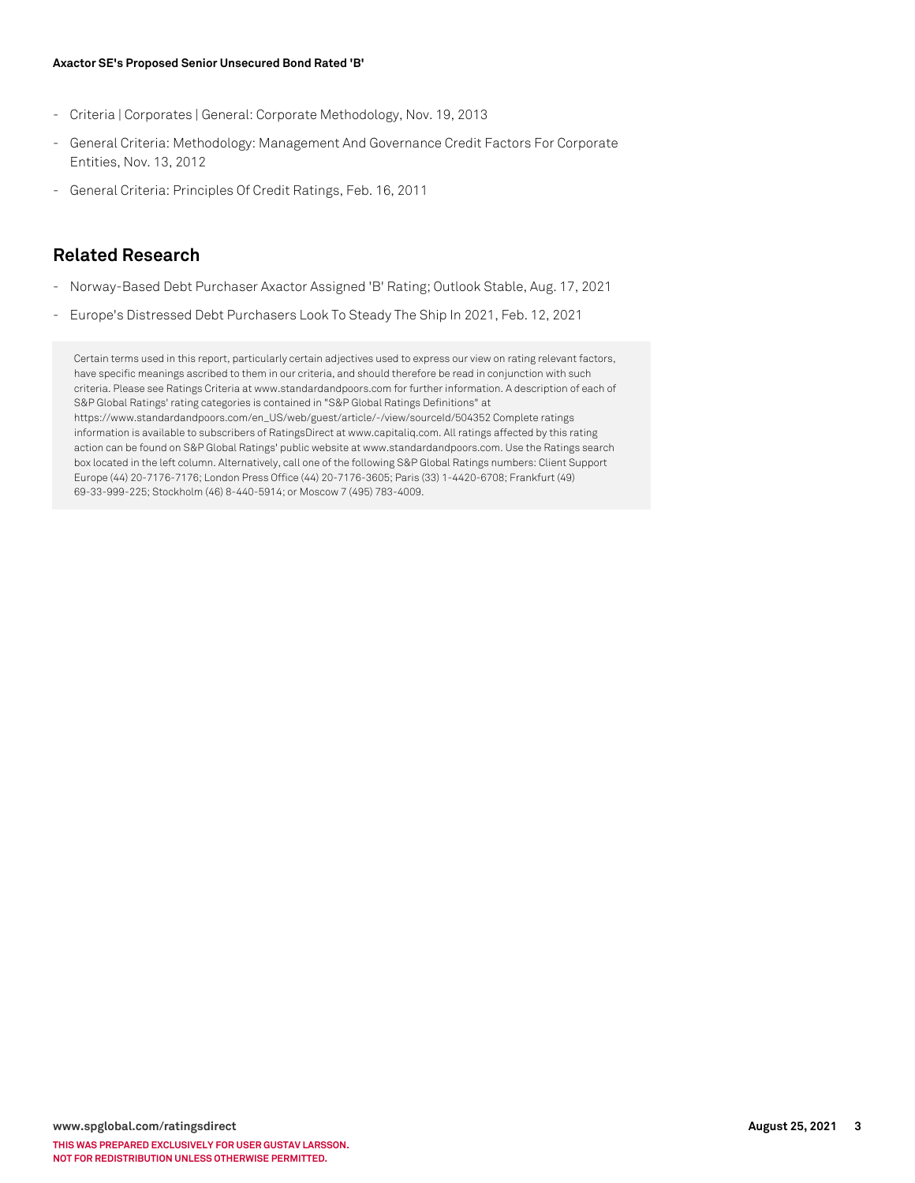- Criteria | Corporates | General: Corporate Methodology, Nov. 19, 2013
- General Criteria: Methodology: Management And Governance Credit Factors For Corporate Entities, Nov. 13, 2012
- General Criteria: Principles Of Credit Ratings, Feb. 16, 2011

## Related Research

- Norway-Based Debt Purchaser Axactor Assigned 'B' Rating; Outlook Stable, Aug. 17, 2021
- Europe's Distressed Debt Purchasers Look To Steady The Ship In 2021, Feb. 12, 2021

Certain terms used in this report, particularly certain adjectives used to express our view on rating relevant factors, have specific meanings ascribed to them in our criteria, and should therefore be read in conjunction with such criteria. Please see Ratings Criteria at www.standardandpoors.com for further information. A description of each of S&P Global Ratings' rating categories is contained in "S&P Global Ratings Definitions" at https://www.standardandpoors.com/en_US/web/guest/article/-/view/sourceId/504352 Complete ratings information is available to subscribers of RatingsDirect at www.capitaliq.com. All ratings affected by this rating action can be found on S&P Global Ratings' public website at www.standardandpoors.com. Use the Ratings search box located in the left column. Alternatively, call one of the following S&P Global Ratings numbers: Client Support Europe (44) 20-7176-7176; London Press Office (44) 20-7176-3605; Paris (33) 1-4420-6708; Frankfurt (49) 69-33-999-225; Stockholm (46) 8-440-5914; or Moscow 7 (495) 783-4009.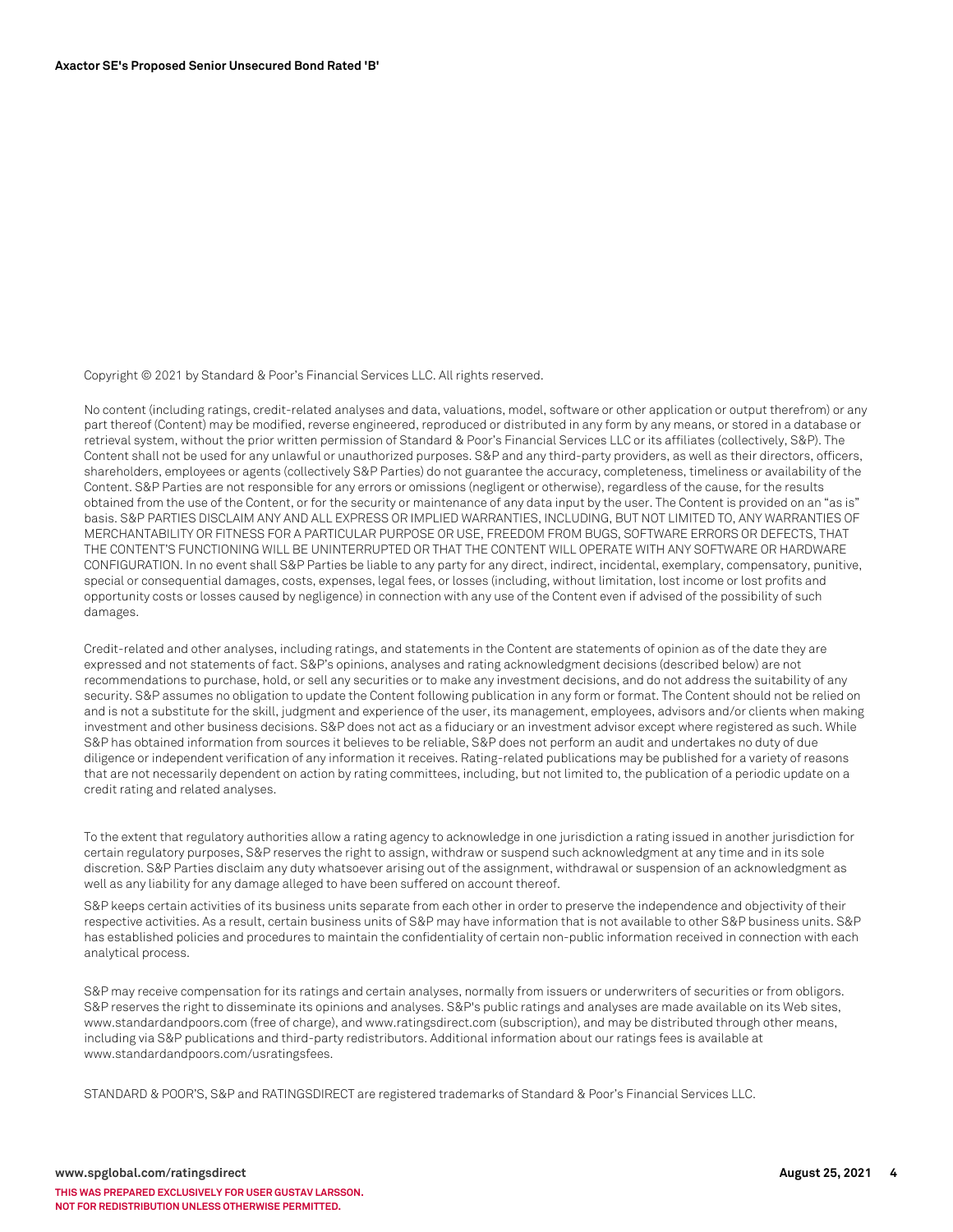Copyright © 2021 by Standard & Poor's Financial Services LLC. All rights reserved.

No content (including ratings, credit-related analyses and data, valuations, model, software or other application or output therefrom) or any part thereof (Content) may be modified, reverse engineered, reproduced or distributed in any form by any means, or stored in a database or retrieval system, without the prior written permission of Standard & Poor's Financial Services LLC or its affiliates (collectively, S&P). The Content shall not be used for any unlawful or unauthorized purposes. S&P and any third-party providers, as well as their directors, officers, shareholders, employees or agents (collectively S&P Parties) do not guarantee the accuracy, completeness, timeliness or availability of the Content. S&P Parties are not responsible for any errors or omissions (negligent or otherwise), regardless of the cause, for the results obtained from the use of the Content, or for the security or maintenance of any data input by the user. The Content is provided on an "as is" basis. S&P PARTIES DISCLAIM ANY AND ALL EXPRESS OR IMPLIED WARRANTIES, INCLUDING, BUT NOT LIMITED TO, ANY WARRANTIES OF MERCHANTABILITY OR FITNESS FOR A PARTICULAR PURPOSE OR USE, FREEDOM FROM BUGS, SOFTWARE ERRORS OR DEFECTS, THAT THE CONTENT'S FUNCTIONING WILL BE UNINTERRUPTED OR THAT THE CONTENT WILL OPERATE WITH ANY SOFTWARE OR HARDWARE CONFIGURATION. In no event shall S&P Parties be liable to any party for any direct, indirect, incidental, exemplary, compensatory, punitive, special or consequential damages, costs, expenses, legal fees, or losses (including, without limitation, lost income or lost profits and opportunity costs or losses caused by negligence) in connection with any use of the Content even if advised of the possibility of such damages.

Credit-related and other analyses, including ratings, and statements in the Content are statements of opinion as of the date they are expressed and not statements of fact. S&P's opinions, analyses and rating acknowledgment decisions (described below) are not recommendations to purchase, hold, or sell any securities or to make any investment decisions, and do not address the suitability of any security. S&P assumes no obligation to update the Content following publication in any form or format. The Content should not be relied on and is not a substitute for the skill, judgment and experience of the user, its management, employees, advisors and/or clients when making investment and other business decisions. S&P does not act as a fiduciary or an investment advisor except where registered as such. While S&P has obtained information from sources it believes to be reliable, S&P does not perform an audit and undertakes no duty of due diligence or independent verification of any information it receives. Rating-related publications may be published for a variety of reasons that are not necessarily dependent on action by rating committees, including, but not limited to, the publication of a periodic update on a credit rating and related analyses.

To the extent that regulatory authorities allow a rating agency to acknowledge in one jurisdiction a rating issued in another jurisdiction for certain regulatory purposes, S&P reserves the right to assign, withdraw or suspend such acknowledgment at any time and in its sole discretion. S&P Parties disclaim any duty whatsoever arising out of the assignment, withdrawal or suspension of an acknowledgment as well as any liability for any damage alleged to have been suffered on account thereof.

S&P keeps certain activities of its business units separate from each other in order to preserve the independence and objectivity of their respective activities. As a result, certain business units of S&P may have information that is not available to other S&P business units. S&P has established policies and procedures to maintain the confidentiality of certain non-public information received in connection with each analytical process.

S&P may receive compensation for its ratings and certain analyses, normally from issuers or underwriters of securities or from obligors. S&P reserves the right to disseminate its opinions and analyses. S&P's public ratings and analyses are made available on its Web sites, www.standardandpoors.com (free of charge), and www.ratingsdirect.com (subscription), and may be distributed through other means, including via S&P publications and third-party redistributors. Additional information about our ratings fees is available at www.standardandpoors.com/usratingsfees.

STANDARD & POOR'S, S&P and RATINGSDIRECT are registered trademarks of Standard & Poor's Financial Services LLC.